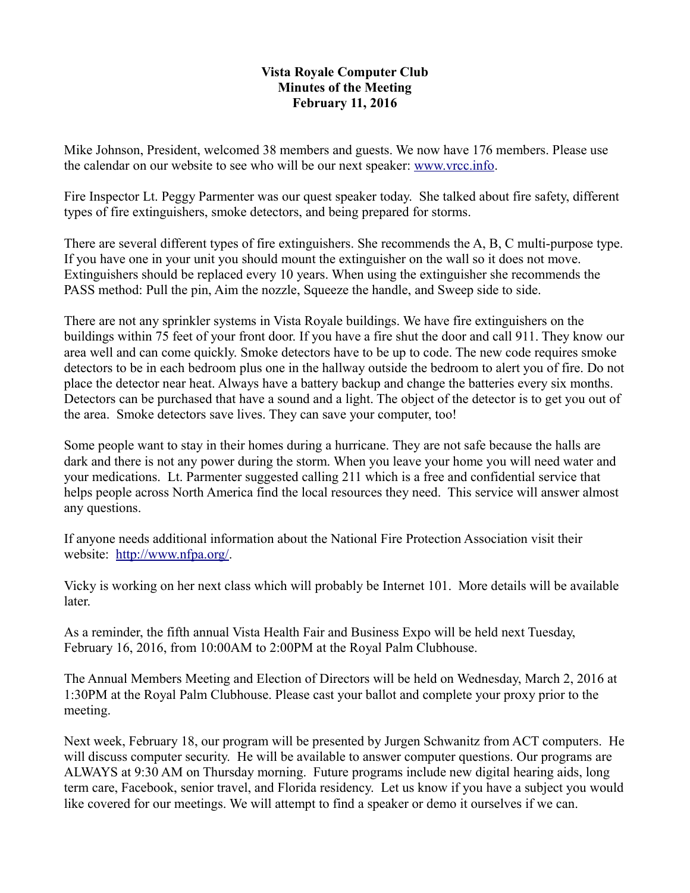# Vista Royale Computer Club
## Minutes of the Meeting
## February 11, 2016

Mike Johnson, President, welcomed 38 members and guests. We now have 176 members. Please use the calendar on our website to see who will be our next speaker: www.vrcc.info.

Fire Inspector Lt. Peggy Parmenter was our quest speaker today. She talked about fire safety, different types of fire extinguishers, smoke detectors, and being prepared for storms.

There are several different types of fire extinguishers. She recommends the A, B, C multi-purpose type. If you have one in your unit you should mount the extinguisher on the wall so it does not move. Extinguishers should be replaced every 10 years. When using the extinguisher she recommends the PASS method: Pull the pin, Aim the nozzle, Squeeze the handle, and Sweep side to side.

There are not any sprinkler systems in Vista Royale buildings. We have fire extinguishers on the buildings within 75 feet of your front door. If you have a fire shut the door and call 911. They know our area well and can come quickly. Smoke detectors have to be up to code. The new code requires smoke detectors to be in each bedroom plus one in the hallway outside the bedroom to alert you of fire. Do not place the detector near heat. Always have a battery backup and change the batteries every six months. Detectors can be purchased that have a sound and a light. The object of the detector is to get you out of the area. Smoke detectors save lives. They can save your computer, too!

Some people want to stay in their homes during a hurricane. They are not safe because the halls are dark and there is not any power during the storm. When you leave your home you will need water and your medications. Lt. Parmenter suggested calling 211 which is a free and confidential service that helps people across North America find the local resources they need. This service will answer almost any questions.

If anyone needs additional information about the National Fire Protection Association visit their website: http://www.nfpa.org/.

Vicky is working on her next class which will probably be Internet 101. More details will be available later.

As a reminder, the fifth annual Vista Health Fair and Business Expo will be held next Tuesday, February 16, 2016, from 10:00AM to 2:00PM at the Royal Palm Clubhouse.

The Annual Members Meeting and Election of Directors will be held on Wednesday, March 2, 2016 at 1:30PM at the Royal Palm Clubhouse. Please cast your ballot and complete your proxy prior to the meeting.

Next week, February 18, our program will be presented by Jurgen Schwanitz from ACT computers. He will discuss computer security. He will be available to answer computer questions. Our programs are ALWAYS at 9:30 AM on Thursday morning. Future programs include new digital hearing aids, long term care, Facebook, senior travel, and Florida residency. Let us know if you have a subject you would like covered for our meetings. We will attempt to find a speaker or demo it ourselves if we can.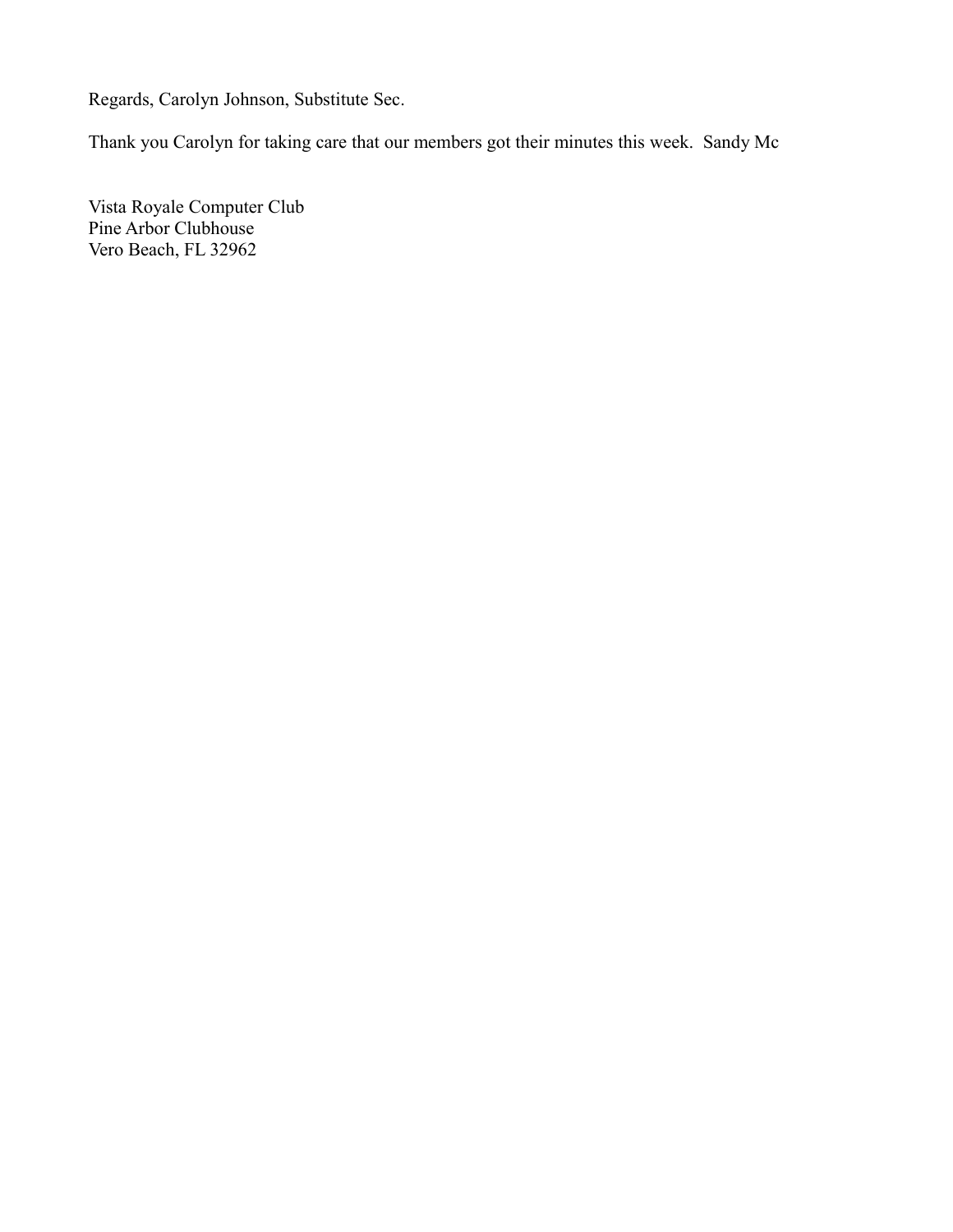Regards, Carolyn Johnson, Substitute Sec.

Thank you Carolyn for taking care that our members got their minutes this week.  Sandy Mc

Vista Royale Computer Club  
Pine Arbor Clubhouse  
Vero Beach, FL 32962